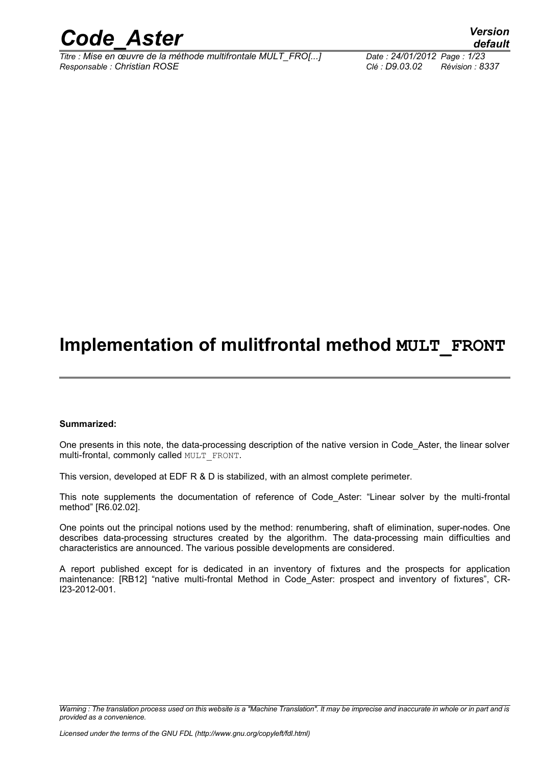# Implementation of mulitfrontal method MULT_FRONT

**Summarized:**

One presents in this note, the data-processing description of the native version in Code_Aster, the linear solver multi-frontal, commonly called MULT_FRONT.

This version, developed at EDF R & D is stabilized, with an almost complete perimeter.

This note supplements the documentation of reference of Code_Aster: "Linear solver by the multi-frontal method" [R6.02.02].

One points out the principal notions used by the method: renumbering, shaft of elimination, super-nodes. One describes data-processing structures created by the algorithm. The data-processing main difficulties and characteristics are announced. The various possible developments are considered.

A report published except for is dedicated in an inventory of fixtures and the prospects for application maintenance: [RB12] "native multi-frontal Method in Code_Aster: prospect and inventory of fixtures", CR-I23-2012-001.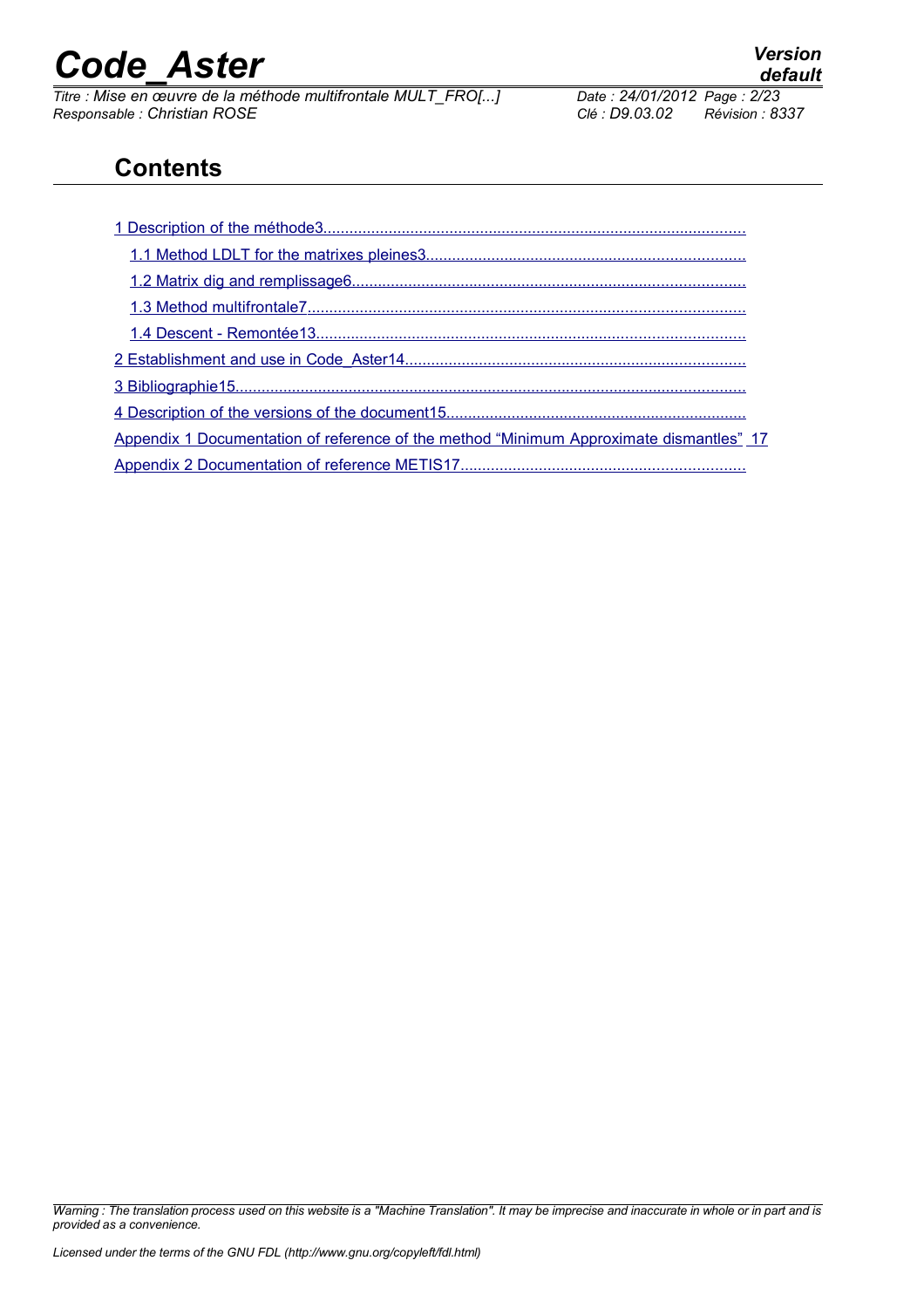## Contents

1 Description of the méthode3

- 1.1 Method LDLT for the matrixes pleines3
- 1.2 Matrix dig and remplissage6
- 1.3 Method multifrontale7
- 1.4 Descent - Remontée13

2 Establishment and use in Code_Aster14

3 Bibliographie15

4 Description of the versions of the document15

Appendix 1 Documentation of reference of the method "Minimum Approximate dismantles" 17

Appendix 2 Documentation of reference METIS17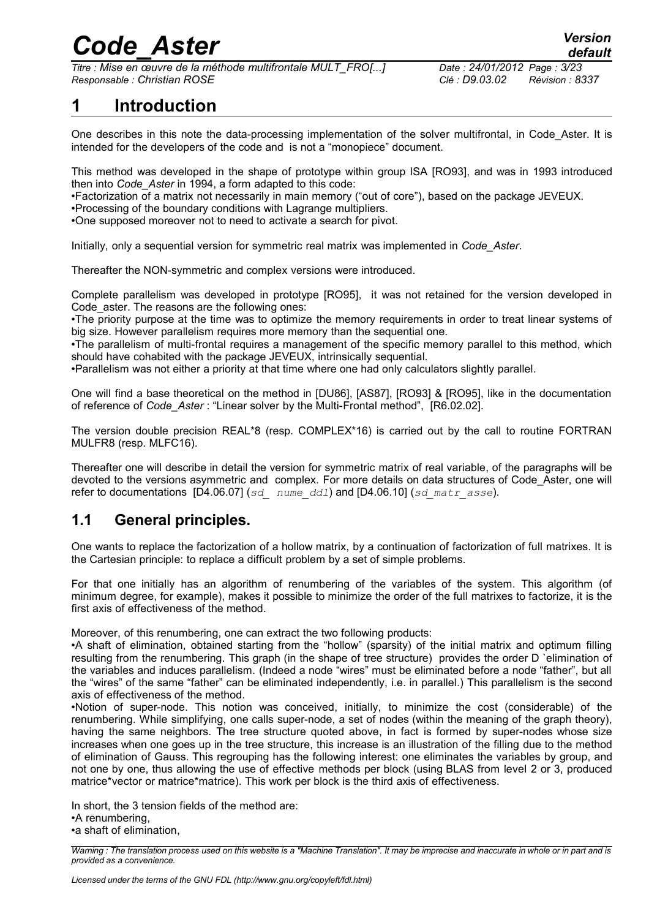# 1 Introduction

One describes in this note the data-processing implementation of the solver multifrontal, in Code_Aster. It is intended for the developers of the code and is not a "monopiece" document.

This method was developed in the shape of prototype within group ISA [RO93], and was in 1993 introduced then into *Code_Aster* in 1994, a form adapted to this code:

- Factorization of a matrix not necessarily in main memory ("out of core"), based on the package JEVEUX.
- Processing of the boundary conditions with Lagrange multipliers.
- One supposed moreover not to need to activate a search for pivot.

Initially, only a sequential version for symmetric real matrix was implemented in *Code_Aster*.

Thereafter the NON-symmetric and complex versions were introduced.

Complete parallelism was developed in prototype [RO95], it was not retained for the version developed in Code_aster. The reasons are the following ones:

- The priority purpose at the time was to optimize the memory requirements in order to treat linear systems of big size. However parallelism requires more memory than the sequential one.
- The parallelism of multi-frontal requires a management of the specific memory parallel to this method, which should have cohabited with the package JEVEUX, intrinsically sequential.
- Parallelism was not either a priority at that time where one had only calculators slightly parallel.

One will find a base theoretical on the method in [DU86], [AS87], [RO93] & [RO95], like in the documentation of reference of *Code_Aster* : "Linear solver by the Multi-Frontal method", [R6.02.02].

The version double precision REAL*8 (resp. COMPLEX*16) is carried out by the call to routine FORTRAN MULFR8 (resp. MLFC16).

Thereafter one will describe in detail the version for symmetric matrix of real variable, of the paragraphs will be devoted to the versions asymmetric and complex. For more details on data structures of Code_Aster, one will refer to documentations [D4.06.07] (*sd_ nume_ddl*) and [D4.06.10] (*sd_matr_asse*).

## 1.1 General principles.

One wants to replace the factorization of a hollow matrix, by a continuation of factorization of full matrixes. It is the Cartesian principle: to replace a difficult problem by a set of simple problems.

For that one initially has an algorithm of renumbering of the variables of the system. This algorithm (of minimum degree, for example), makes it possible to minimize the order of the full matrixes to factorize, it is the first axis of effectiveness of the method.

Moreover, of this renumbering, one can extract the two following products:

- A shaft of elimination, obtained starting from the "hollow" (sparsity) of the initial matrix and optimum filling resulting from the renumbering. This graph (in the shape of tree structure) provides the order D `elimination of the variables and induces parallelism. (Indeed a node "wires" must be eliminated before a node "father", but all the "wires" of the same "father" can be eliminated independently, i.e. in parallel.) This parallelism is the second axis of effectiveness of the method.
- Notion of super-node. This notion was conceived, initially, to minimize the cost (considerable) of the renumbering. While simplifying, one calls super-node, a set of nodes (within the meaning of the graph theory), having the same neighbors. The tree structure quoted above, in fact is formed by super-nodes whose size increases when one goes up in the tree structure, this increase is an illustration of the filling due to the method of elimination of Gauss. This regrouping has the following interest: one eliminates the variables by group, and not one by one, thus allowing the use of effective methods per block (using BLAS from level 2 or 3, produced matrice*vector or matrice*matrice). This work per block is the third axis of effectiveness.

In short, the 3 tension fields of the method are:

- A renumbering,
- a shaft of elimination,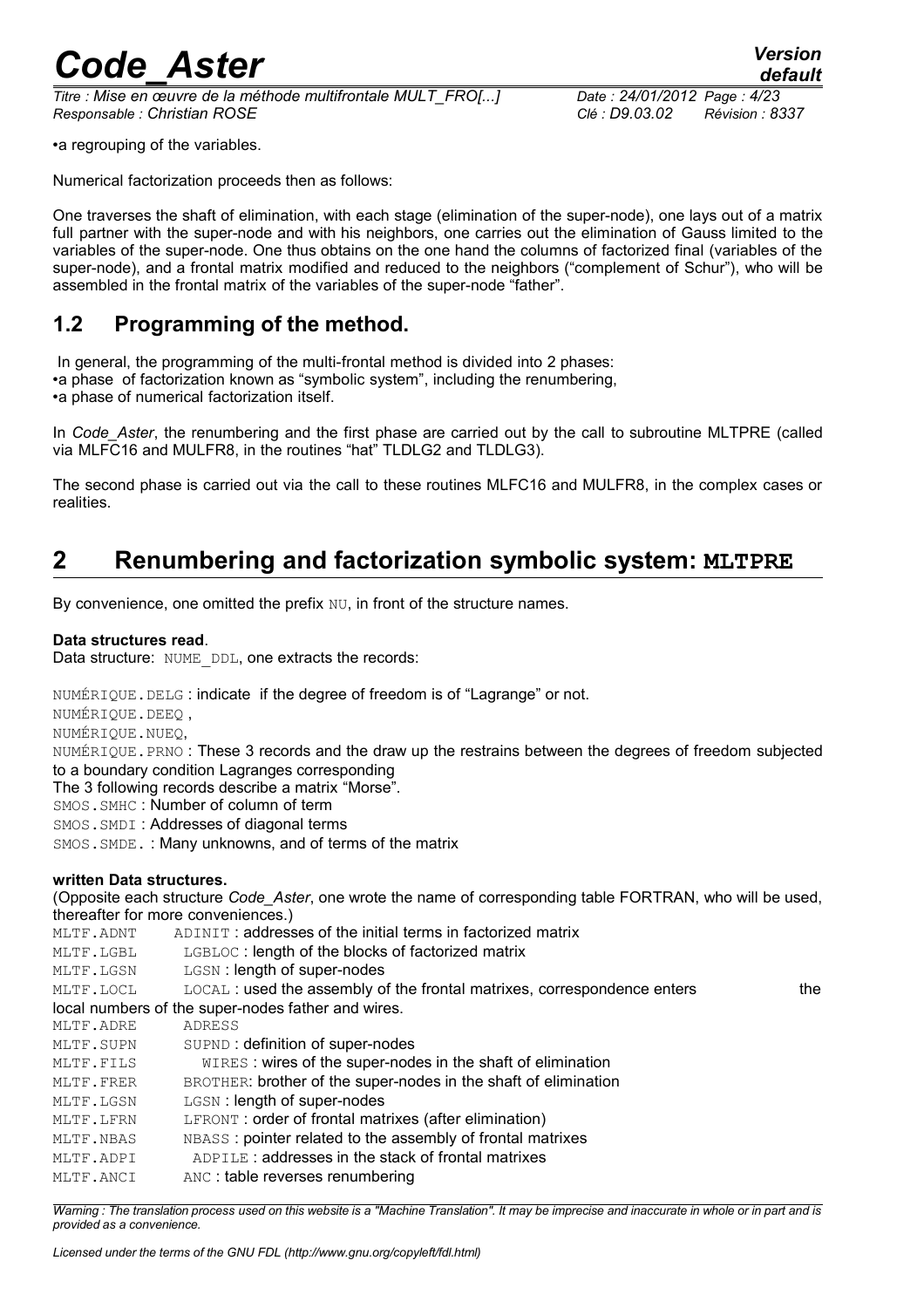•a regrouping of the variables.

Numerical factorization proceeds then as follows:

One traverses the shaft of elimination, with each stage (elimination of the super-node), one lays out of a matrix full partner with the super-node and with his neighbors, one carries out the elimination of Gauss limited to the variables of the super-node. One thus obtains on the one hand the columns of factorized final (variables of the super-node), and a frontal matrix modified and reduced to the neighbors ("complement of Schur"), who will be assembled in the frontal matrix of the variables of the super-node "father".

## 1.2 Programming of the method.

In general, the programming of the multi-frontal method is divided into 2 phases:

•a phase of factorization known as "symbolic system", including the renumbering,
•a phase of numerical factorization itself.

In *Code_Aster*, the renumbering and the first phase are carried out by the call to subroutine MLTPRE (called via MLFC16 and MULFR8, in the routines "hat" TLDLG2 and TLDLG3).

The second phase is carried out via the call to these routines MLFC16 and MULFR8, in the complex cases or realities.

# 2 Renumbering and factorization symbolic system: MLTPRE

By convenience, one omitted the prefix NU, in front of the structure names.

**Data structures read**.

Data structure: NUME_DDL, one extracts the records:

NUMÉRIQUE.DELG : indicate if the degree of freedom is of "Lagrange" or not.
NUMÉRIQUE.DEEQ ,
NUMÉRIQUE.NUEQ,
NUMÉRIQUE.PRNO : These 3 records and the draw up the restrains between the degrees of freedom subjected to a boundary condition Lagranges corresponding
The 3 following records describe a matrix "Morse".
SMOS.SMHC : Number of column of term
SMOS.SMDI : Addresses of diagonal terms
SMOS.SMDE. : Many unknowns, and of terms of the matrix

**written Data structures.**

(Opposite each structure *Code_Aster*, one wrote the name of corresponding table FORTRAN, who will be used, thereafter for more conveniences.)

MLTF.ADNT ADINIT : addresses of the initial terms in factorized matrix
MLTF.LGBL LGBLOC : length of the blocks of factorized matrix
MLTF.LGSN LGSN : length of super-nodes
MLTF.LOCL LOCAL : used the assembly of the frontal matrixes, correspondence enters the local numbers of the super-nodes father and wires.
MLTF.ADRE ADRESS
MLTF.SUPN SUPND : definition of super-nodes
MLTF.FILS WIRES : wires of the super-nodes in the shaft of elimination
MLTF.FRER BROTHER: brother of the super-nodes in the shaft of elimination
MLTF.LGSN LGSN : length of super-nodes
MLTF.LFRN LFRONT : order of frontal matrixes (after elimination)
MLTF.NBAS NBASS : pointer related to the assembly of frontal matrixes
MLTF.ADPI ADPILE : addresses in the stack of frontal matrixes
MLTF.ANCI ANC : table reverses renumbering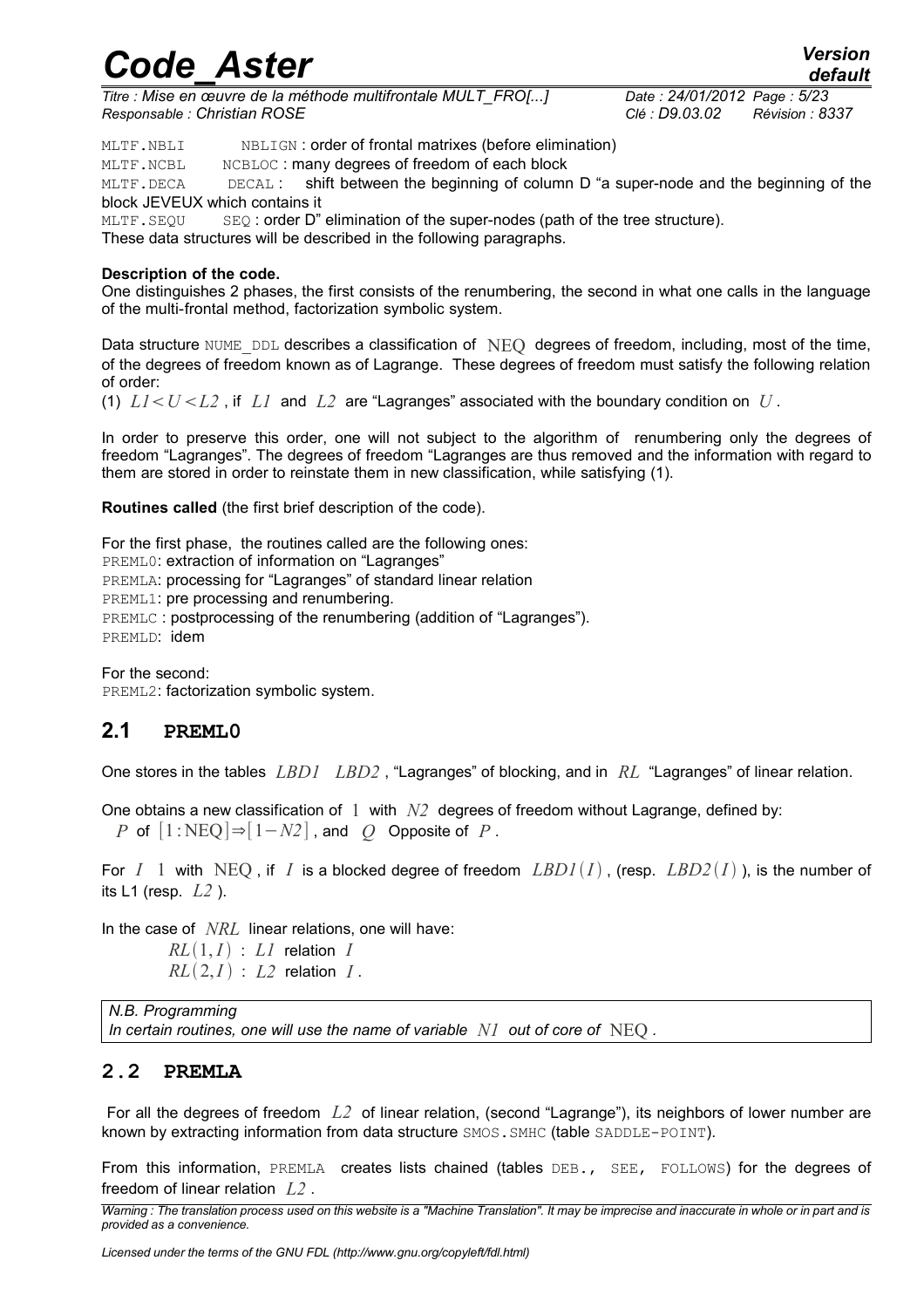MLTF.NBLI NBLIGN : order of frontal matrixes (before elimination)

MLTF.NCBL NCBLOC : many degrees of freedom of each block

MLTF.DECA DECAL : shift between the beginning of column D "a super-node and the beginning of the block JEVEUX which contains it

MLTF.SEQU SEQ : order D" elimination of the super-nodes (path of the tree structure).

These data structures will be described in the following paragraphs.

**Description of the code.**

One distinguishes 2 phases, the first consists of the renumbering, the second in what one calls in the language of the multi-frontal method, factorization symbolic system.

Data structure NUME_DDL describes a classification of $\mathrm{NEQ}$ degrees of freedom, including, most of the time, of the degrees of freedom known as of Lagrange. These degrees of freedom must satisfy the following relation of order:

(1) $L1 < U < L2$ , if $L1$ and $L2$ are "Lagranges" associated with the boundary condition on $U$ .

In order to preserve this order, one will not subject to the algorithm of renumbering only the degrees of freedom "Lagranges". The degrees of freedom "Lagranges are thus removed and the information with regard to them are stored in order to reinstate them in new classification, while satisfying (1).

**Routines called** (the first brief description of the code).

For the first phase, the routines called are the following ones:

PREML0: extraction of information on "Lagranges"

PREMLA: processing for "Lagranges" of standard linear relation

PREML1: pre processing and renumbering.

PREMLC : postprocessing of the renumbering (addition of "Lagranges").

PREMLD: idem

For the second:

PREML2: factorization symbolic system.

## 2.1 PREML0

One stores in the tables $LBD1$ $LBD2$ , "Lagranges" of blocking, and in $RL$ "Lagranges" of linear relation.

One obtains a new classification of $1$ with $N2$ degrees of freedom without Lagrange, defined by:

$P$ of $[1:\mathrm{NEQ}] \Rightarrow [1-N2]$ , and $Q$ Opposite of $P$ .

For $I$ $1$ with $\mathrm{NEQ}$ , if $I$ is a blocked degree of freedom $LBD1(I)$ , (resp. $LBD2(I)$ ), is the number of its L1 (resp. $L2$ ).

In the case of $NRL$ linear relations, one will have:

$RL(1,I)$ : $L1$ relation $I$

$RL(2,I)$ : $L2$ relation $I$ .

| *N.B. Programming* |
|---|
| *In certain routines, one will use the name of variable $N1$ out of core of* $\mathrm{NEQ}$ *.* |

## 2.2 PREMLA

For all the degrees of freedom $L2$ of linear relation, (second "Lagrange"), its neighbors of lower number are known by extracting information from data structure SMOS.SMHC (table SADDLE-POINT).

From this information, PREMLA creates lists chained (tables DEB., SEE, FOLLOWS) for the degrees of freedom of linear relation $L2$ .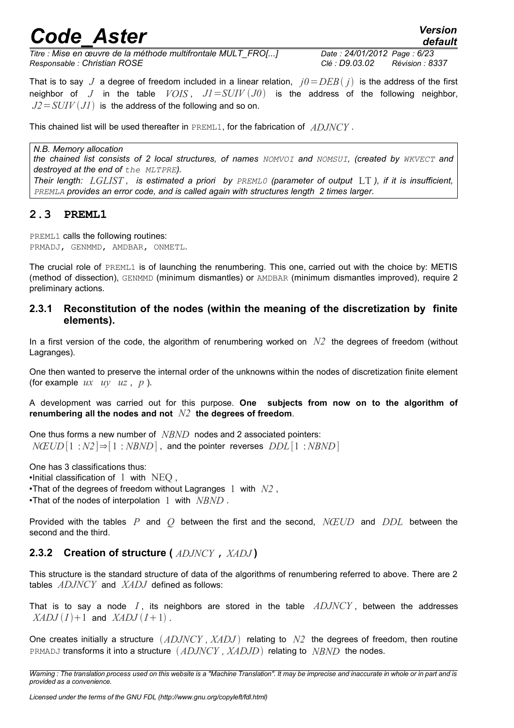That is to say $J$ a degree of freedom included in a linear relation, $j0 = DEB(j)$ is the address of the first neighbor of $J$ in the table $VOIS$, $J1 = SUIV(J0)$ is the address of the following neighbor, $J2 = SUIV(J1)$ is the address of the following and so on.

This chained list will be used thereafter in PREML1, for the fabrication of $ADJNCY$.

> *N.B. Memory allocation*
> ***the chained list consists of 2 local structures, of names** NOMVOI **and** NOMSUI**, (created by** WKVECT **and destroyed at the end of** the MLTPRE**).***
> ***Their length: $LGLIST$, is estimated a priori by** PREML0 **(parameter of output** $LT$**), if it is insufficient,** PREMLA **provides an error code, and is called again with structures length 2 times larger.***

## 2.3 PREML1

PREML1 calls the following routines:
PRMADJ, GENMMD, AMDBAR, ONMETL.

The crucial role of PREML1 is of launching the renumbering. This one, carried out with the choice by: METIS (method of dissection), GENMMD (minimum dismantles) or AMDBAR (minimum dismantles improved), require 2 preliminary actions.

### 2.3.1 Reconstitution of the nodes (within the meaning of the discretization by finite elements).

In a first version of the code, the algorithm of renumbering worked on $N2$ the degrees of freedom (without Lagranges).

One then wanted to preserve the internal order of the unknowns within the nodes of discretization finite element (for example $ux$ $uy$ $uz$, $p$).

A development was carried out for this purpose. **One subjects from now on to the algorithm of renumbering all the nodes and not $N2$ the degrees of freedom**.

One thus forms a new number of $NBND$ nodes and 2 associated pointers:
$NŒUD[1:N2] \Rightarrow [1:NBND]$, and the pointer reverses $DDL[1:NBND]$

One has 3 classifications thus:
- Initial classification of $1$ with $\text{NEQ}$,
- That of the degrees of freedom without Lagranges $1$ with $N2$,
- That of the nodes of interpolation $1$ with $NBND$.

Provided with the tables $P$ and $Q$ between the first and the second, $NŒUD$ and $DDL$ between the second and the third.

### 2.3.2 Creation of structure ( $ADJNCY$ , $XADJ$ )

This structure is the standard structure of data of the algorithms of renumbering referred to above. There are 2 tables $ADJNCY$ and $XADJ$ defined as follows:

That is to say a node $I$, its neighbors are stored in the table $ADJNCY$, between the addresses $XADJ(I)+1$ and $XADJ(I+1)$.

One creates initially a structure $(ADJNCY, XADJ)$ relating to $N2$ the degrees of freedom, then routine PRMADJ transforms it into a structure $(ADJNCY, XADJD)$ relating to $NBND$ the nodes.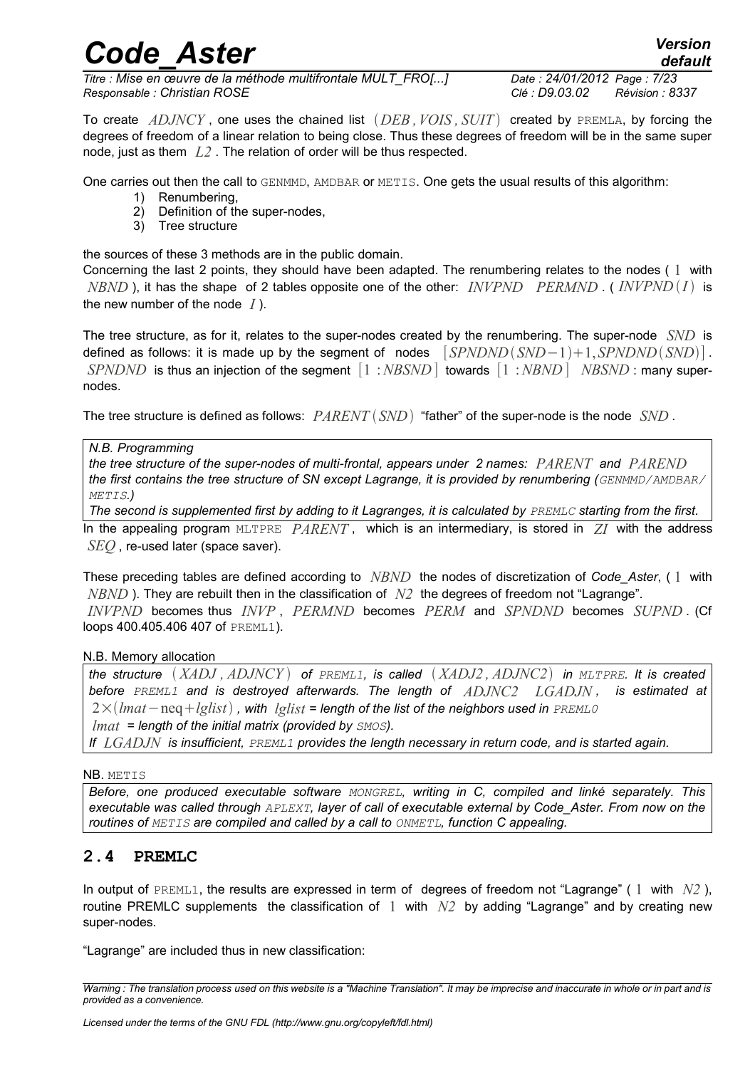To create $ADJNCY$, one uses the chained list $(DEB, VOIS, SUIT)$ created by PREMLA, by forcing the degrees of freedom of a linear relation to being close. Thus these degrees of freedom will be in the same super node, just as them $L2$. The relation of order will be thus respected.

One carries out then the call to GENMMD, AMDBAR or METIS. One gets the usual results of this algorithm:

1) Renumbering,
2) Definition of the super-nodes,
3) Tree structure

the sources of these 3 methods are in the public domain.
Concerning the last 2 points, they should have been adapted. The renumbering relates to the nodes ( $1$ with $NBND$ ), it has the shape of 2 tables opposite one of the other: $INVPND \quad PERMND$. ( $INVPND(I)$ is the new number of the node $I$ ).

The tree structure, as for it, relates to the super-nodes created by the renumbering. The super-node $SND$ is defined as follows: it is made up by the segment of nodes $[SPNDND(SND-1)+1, SPNDND(SND)]$. $SPNDND$ is thus an injection of the segment $[1:NBSND]$ towards $[1:NBND]$ $NBSND$ : many super-nodes.

The tree structure is defined as follows: $PARENT(SND)$ "father" of the super-node is the node $SND$.

*N.B. Programming*
*the tree structure of the super-nodes of multi-frontal, appears under 2 names: $PARENT$ and $PAREND$ the first contains the tree structure of SN except Lagrange, it is provided by renumbering (GENMMD/AMDBAR/METIS.)*
*The second is supplemented first by adding to it Lagranges, it is calculated by PREMLC starting from the first.*

In the appealing program MLTPRE $PARENT$, which is an intermediary, is stored in $ZI$ with the address $SEQ$, re-used later (space saver).

These preceding tables are defined according to $NBND$ the nodes of discretization of *Code_Aster*, ( $1$ with $NBND$ ). They are rebuilt then in the classification of $N2$ the degrees of freedom not "Lagrange".
$INVPND$ becomes thus $INVP$, $PERMND$ becomes $PERM$ and $SPNDND$ becomes $SUPND$. (Cf loops 400.405.406 407 of PREML1).

N.B. Memory allocation
*the structure $(XADJ, ADJNCY)$ of PREML1, is called $(XADJ2, ADJNC2)$ in MLTPRE. It is created before PREML1 and is destroyed afterwards. The length of $ADJNC2 \quad LGADJN$, is estimated at $2\times(lmat-\text{neq}+lglist)$, with $lglist$ = length of the list of the neighbors used in PREML0*
*$lmat$ = length of the initial matrix (provided by SMOS).*
*If $LGADJN$ is insufficient, PREML1 provides the length necessary in return code, and is started again.*

NB. METIS
*Before, one produced executable software MONGREL, writing in C, compiled and linké separately. This executable was called through APLEXT, layer of call of executable external by Code_Aster. From now on the routines of METIS are compiled and called by a call to ONMETL, function C appealing.*

## 2.4 PREMLC

In output of PREML1, the results are expressed in term of degrees of freedom not "Lagrange" ( $1$ with $N2$ ), routine PREMLC supplements the classification of $1$ with $N2$ by adding "Lagrange" and by creating new super-nodes.

"Lagrange" are included thus in new classification: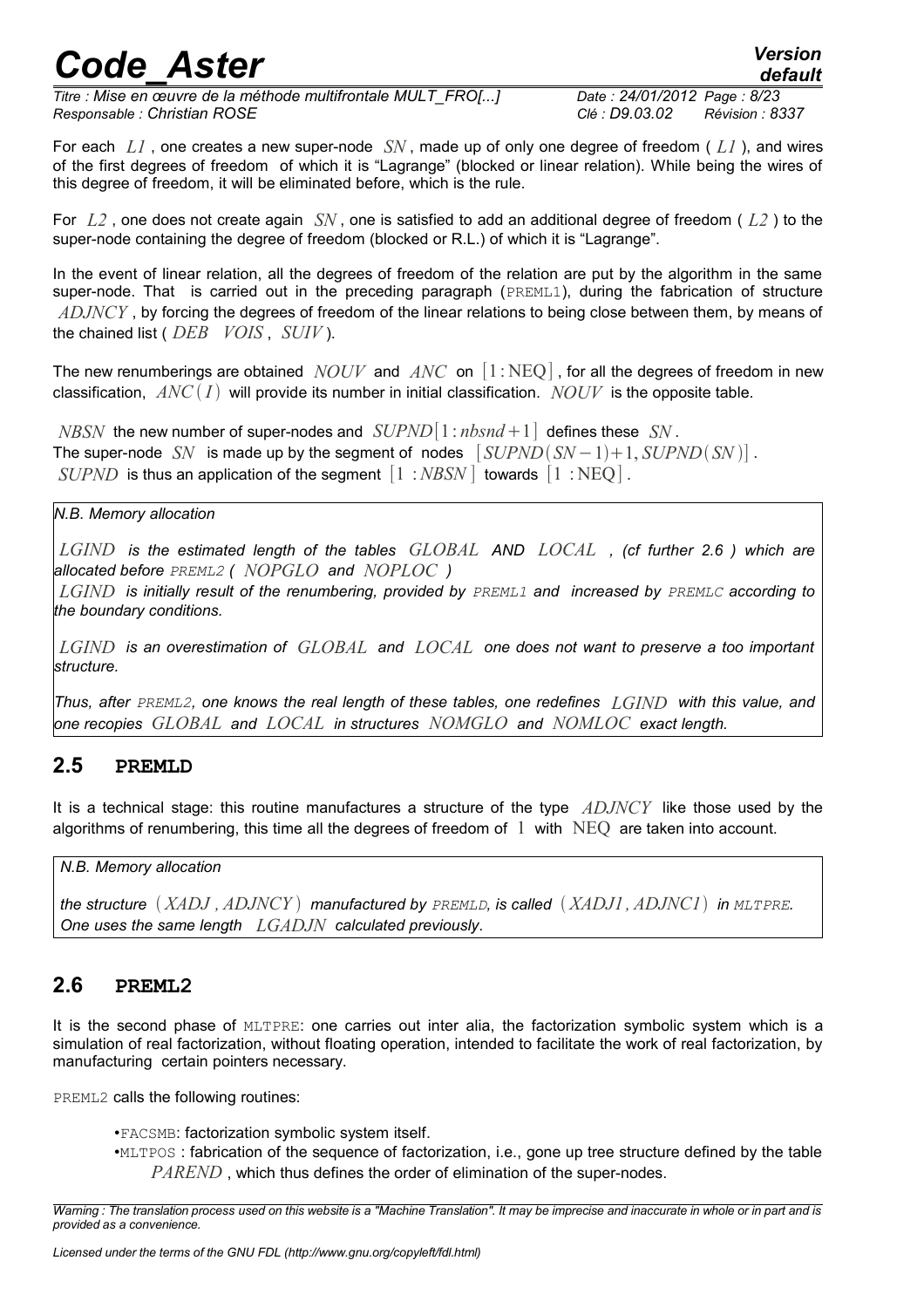For each $L1$ , one creates a new super-node $SN$ , made up of only one degree of freedom ( $L1$ ), and wires of the first degrees of freedom of which it is "Lagrange" (blocked or linear relation). While being the wires of this degree of freedom, it will be eliminated before, which is the rule.

For $L2$ , one does not create again $SN$ , one is satisfied to add an additional degree of freedom ( $L2$ ) to the super-node containing the degree of freedom (blocked or R.L.) of which it is "Lagrange".

In the event of linear relation, all the degrees of freedom of the relation are put by the algorithm in the same super-node. That is carried out in the preceding paragraph (`PREML1`), during the fabrication of structure $ADJNCY$ , by forcing the degrees of freedom of the linear relations to being close between them, by means of the chained list ( $DEB\quad VOIS$ , $SUIV$ ).

The new renumberings are obtained $NOUV$ and $ANC$ on $[1:\mathrm{NEQ}]$ , for all the degrees of freedom in new classification, $ANC(I)$ will provide its number in initial classification. $NOUV$ is the opposite table.

$NBSN$ the new number of super-nodes and $SUPND[1:nbsnd+1]$ defines these $SN$ .
The super-node $SN$ is made up by the segment of nodes $[SUPND(SN-1)+1, SUPND(SN)]$ .
$SUPND$ is thus an application of the segment $[1:NBSN]$ towards $[1:\mathrm{NEQ}]$ .

*N.B. Memory allocation*

*$LGIND$ is the estimated length of the tables $GLOBAL$ AND $LOCAL$ , (cf further 2.6 ) which are allocated before `PREML2` ( $NOPGLO$ and $NOPLOC$ )*
*$LGIND$ is initially result of the renumbering, provided by `PREML1` and increased by `PREMLC` according to the boundary conditions.*

*$LGIND$ is an overestimation of $GLOBAL$ and $LOCAL$ one does not want to preserve a too important structure.*

*Thus, after `PREML2`, one knows the real length of these tables, one redefines $LGIND$ with this value, and one recopies $GLOBAL$ and $LOCAL$ in structures $NOMGLO$ and $NOMLOC$ exact length.*

## 2.5 PREMLD

It is a technical stage: this routine manufactures a structure of the type $ADJNCY$ like those used by the algorithms of renumbering, this time all the degrees of freedom of $1$ with $\mathrm{NEQ}$ are taken into account.

*N.B. Memory allocation*

*the structure $(XADJ, ADJNCY)$ manufactured by `PREMLD`, is called $(XADJ1, ADJNC1)$ in `MLTPRE`. One uses the same length $LGADJN$ calculated previously.*

## 2.6 PREML2

It is the second phase of `MLTPRE`: one carries out inter alia, the factorization symbolic system which is a simulation of real factorization, without floating operation, intended to facilitate the work of real factorization, by manufacturing certain pointers necessary.

`PREML2` calls the following routines:

- `FACSMB`: factorization symbolic system itself.
- `MLTPOS` : fabrication of the sequence of factorization, i.e., gone up tree structure defined by the table $PAREND$ , which thus defines the order of elimination of the super-nodes.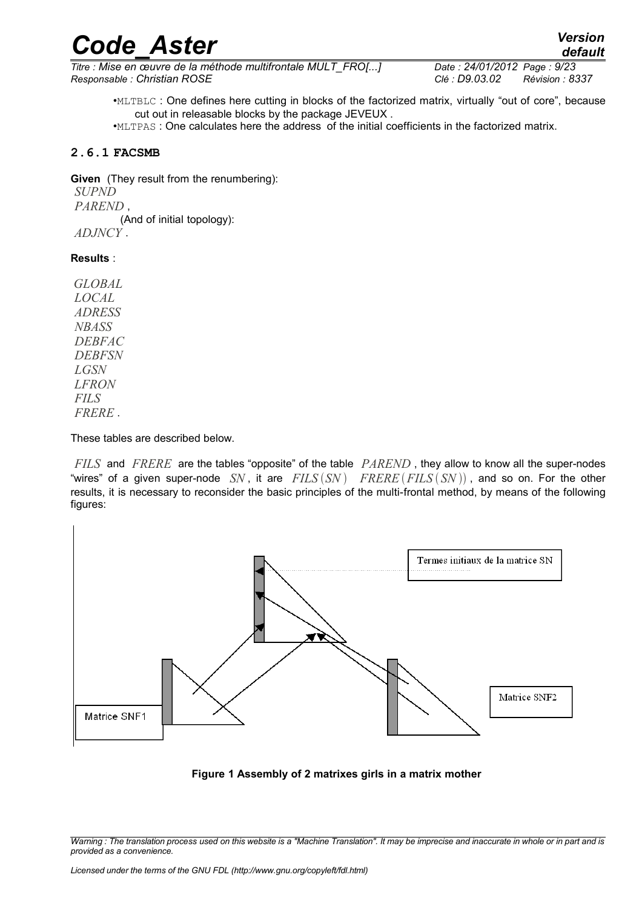- MLTBLC : One defines here cutting in blocks of the factorized matrix, virtually "out of core", because cut out in releasable blocks by the package JEVEUX .
- MLTPAS : One calculates here the address of the initial coefficients in the factorized matrix.

### 2.6.1 FACSMB

**Given** (They result from the renumbering):
*SUPND*
*PAREND* ,
(And of initial topology):
*ADJNCY* .

**Results** :

*GLOBAL*
*LOCAL*
*ADRESS*
*NBASS*
*DEBFAC*
*DEBFSN*
*LGSN*
*LFRON*
*FILS*
*FRERE* .

These tables are described below.

$FILS$ and $FRERE$ are the tables "opposite" of the table $PAREND$ , they allow to know all the super-nodes "wires" of a given super-node $SN$ , it are $FILS(SN)$ $FRERE(FILS(SN))$ , and so on. For the other results, it is necessary to reconsider the basic principles of the multi-frontal method, by means of the following figures:

Termes initiaux de la matrice SN

Matrice SNF2

Matrice SNF1

**Figure 1 Assembly of 2 matrixes girls in a matrix mother**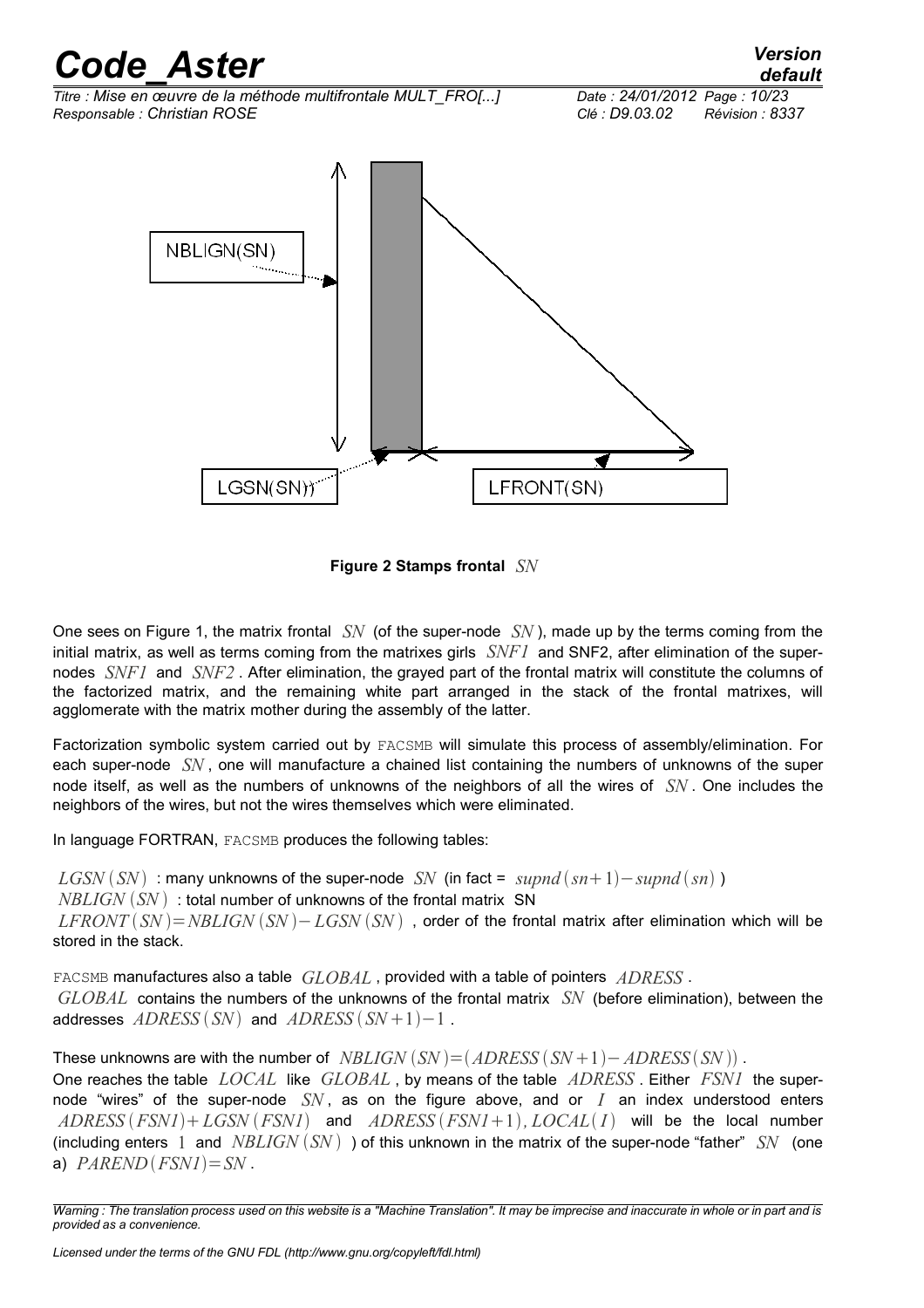NBLIGN(SN)

LGSN(SN)

LFRONT(SN)

**Figure 2 Stamps frontal** $SN$

One sees on Figure 1, the matrix frontal $SN$ (of the super-node $SN$), made up by the terms coming from the initial matrix, as well as terms coming from the matrixes girls $SNF1$ and SNF2, after elimination of the super-nodes $SNF1$ and $SNF2$. After elimination, the grayed part of the frontal matrix will constitute the columns of the factorized matrix, and the remaining white part arranged in the stack of the frontal matrixes, will agglomerate with the matrix mother during the assembly of the latter.

Factorization symbolic system carried out by FACSMB will simulate this process of assembly/elimination. For each super-node $SN$, one will manufacture a chained list containing the numbers of unknowns of the super node itself, as well as the numbers of unknowns of the neighbors of all the wires of $SN$. One includes the neighbors of the wires, but not the wires themselves which were eliminated.

In language FORTRAN, FACSMB produces the following tables:

$LGSN(SN)$ : many unknowns of the super-node $SN$ (in fact = $supnd(sn+1)-supnd(sn)$)

$NBLIGN(SN)$ : total number of unknowns of the frontal matrix SN

$LFRONT(SN)=NBLIGN(SN)-LGSN(SN)$, order of the frontal matrix after elimination which will be stored in the stack.

FACSMB manufactures also a table $GLOBAL$, provided with a table of pointers $ADRESS$.

$GLOBAL$ contains the numbers of the unknowns of the frontal matrix $SN$ (before elimination), between the addresses $ADRESS(SN)$ and $ADRESS(SN+1)-1$.

These unknowns are with the number of $NBLIGN(SN)=(ADRESS(SN+1)-ADRESS(SN))$.

One reaches the table $LOCAL$ like $GLOBAL$, by means of the table $ADRESS$. Either $FSN1$ the super-node "wires" of the super-node $SN$, as on the figure above, and or $I$ an index understood enters $ADRESS(FSN1)+LGSN(FSN1)$ and $ADRESS(FSN1+1), LOCAL(I)$ will be the local number (including enters $1$ and $NBLIGN(SN)$) of this unknown in the matrix of the super-node "father" $SN$ (one a) $PAREND(FSN1)=SN$.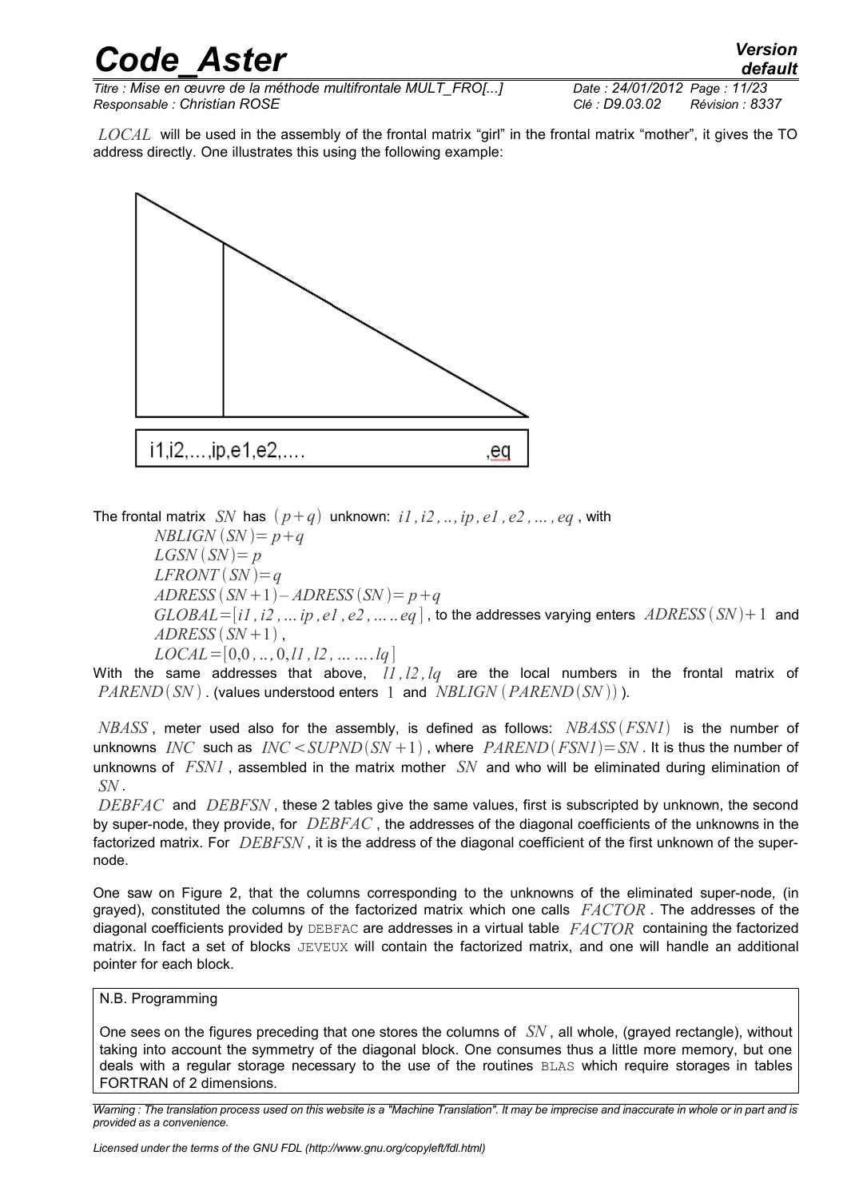$LOCAL$ will be used in the assembly of the frontal matrix "girl" in the frontal matrix "mother", it gives the TO address directly. One illustrates this using the following example:

i1,i2,…,ip,e1,e2,…. ,eq

The frontal matrix $SN$ has $(p+q)$ unknown: $i1, i2, .., ip, e1, e2, ..., eq$, with

$NBLIGN(SN) = p+q$

$LGSN(SN) = p$

$LFRONT(SN) = q$

$ADRESS(SN+1) - ADRESS(SN) = p+q$

$GLOBAL = [i1, i2, ... ip, e1, e2, ..... eq]$, to the addresses varying enters $ADRESS(SN)+1$ and $ADRESS(SN+1)$,

$LOCAL = [0,0, .., 0, l1, l2, ... .... lq]$

With the same addresses that above, $l1, l2, lq$ are the local numbers in the frontal matrix of $PAREND(SN)$. (values understood enters $1$ and $NBLIGN(PAREND(SN))$).

$NBASS$, meter used also for the assembly, is defined as follows: $NBASS(FSN1)$ is the number of unknowns $INC$ such as $INC < SUPND(SN+1)$, where $PAREND(FSN1) = SN$. It is thus the number of unknowns of $FSN1$, assembled in the matrix mother $SN$ and who will be eliminated during elimination of $SN$.

$DEBFAC$ and $DEBFSN$, these 2 tables give the same values, first is subscripted by unknown, the second by super-node, they provide, for $DEBFAC$, the addresses of the diagonal coefficients of the unknowns in the factorized matrix. For $DEBFSN$, it is the address of the diagonal coefficient of the first unknown of the super-node.

One saw on Figure 2, that the columns corresponding to the unknowns of the eliminated super-node, (in grayed), constituted the columns of the factorized matrix which one calls $FACTOR$. The addresses of the diagonal coefficients provided by DEBFAC are addresses in a virtual table $FACTOR$ containing the factorized matrix. In fact a set of blocks JEVEUX will contain the factorized matrix, and one will handle an additional pointer for each block.

N.B. Programming

One sees on the figures preceding that one stores the columns of $SN$, all whole, (grayed rectangle), without taking into account the symmetry of the diagonal block. One consumes thus a little more memory, but one deals with a regular storage necessary to the use of the routines BLAS which require storages in tables FORTRAN of 2 dimensions.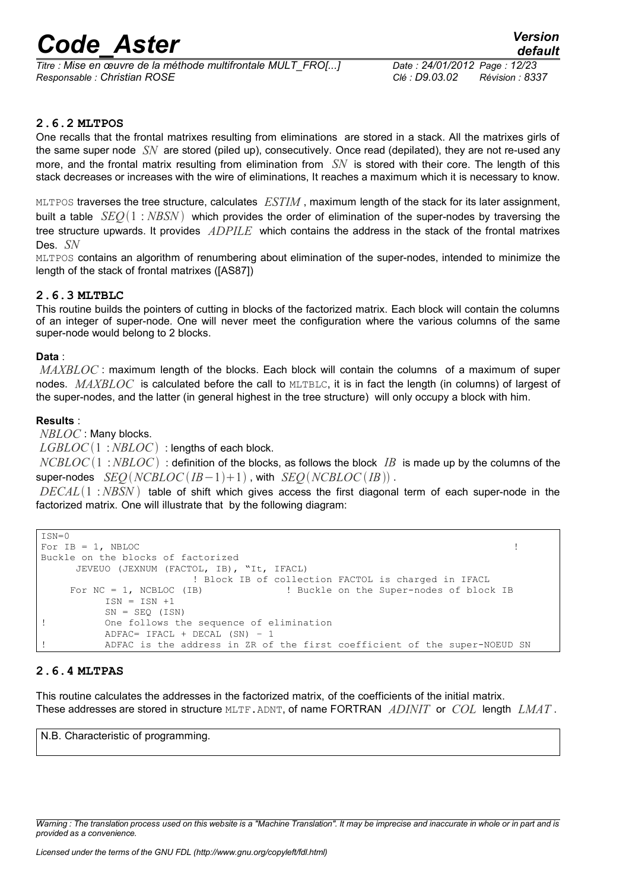### 2.6.2 MLTPOS

One recalls that the frontal matrixes resulting from eliminations are stored in a stack. All the matrixes girls of the same super node $SN$ are stored (piled up), consecutively. Once read (depilated), they are not re-used any more, and the frontal matrix resulting from elimination from $SN$ is stored with their core. The length of this stack decreases or increases with the wire of eliminations, It reaches a maximum which it is necessary to know.

MLTPOS traverses the tree structure, calculates $ESTIM$, maximum length of the stack for its later assignment, built a table $SEQ(1:NBSN)$ which provides the order of elimination of the super-nodes by traversing the tree structure upwards. It provides $ADPILE$ which contains the address in the stack of the frontal matrixes Des. $SN$

MLTPOS contains an algorithm of renumbering about elimination of the super-nodes, intended to minimize the length of the stack of frontal matrixes ([AS87])

### 2.6.3 MLTBLC

This routine builds the pointers of cutting in blocks of the factorized matrix. Each block will contain the columns of an integer of super-node. One will never meet the configuration where the various columns of the same super-node would belong to 2 blocks.

**Data** :

$MAXBLOC$ : maximum length of the blocks. Each block will contain the columns of a maximum of super nodes. $MAXBLOC$ is calculated before the call to MLTBLC, it is in fact the length (in columns) of largest of the super-nodes, and the latter (in general highest in the tree structure) will only occupy a block with him.

**Results** :

$NBLOC$ : Many blocks.

$LGBLOC(1:NBLOC)$ : lengths of each block.

$NCBLOC(1:NBLOC)$ : definition of the blocks, as follows the block $IB$ is made up by the columns of the super-nodes $SEQ(NCBLOC(IB-1)+1)$, with $SEQ(NCBLOC(IB))$.

$DECAL(1:NBSN)$ table of shift which gives access the first diagonal term of each super-node in the factorized matrix. One will illustrate that by the following diagram:

```
ISN=0
For IB = 1, NBLOC                                                              !
Buckle on the blocks of factorized
      JEVEUO (JEXNUM (FACTOL, IB), "It, IFACL)
                        ! Block IB of collection FACTOL is charged in IFACL
     For NC = 1, NCBLOC (IB)              ! Buckle on the Super-nodes of block IB
          ISN = ISN +1
          SN = SEQ (ISN)
!         One follows the sequence of elimination
          ADFAC= IFACL + DECAL (SN) - 1
!         ADFAC is the address in ZR of the first coefficient of the super-NOEUD SN
```

### 2.6.4 MLTPAS

This routine calculates the addresses in the factorized matrix, of the coefficients of the initial matrix.
These addresses are stored in structure MLTF.ADNT, of name FORTRAN $ADINIT$ or $COL$ length $LMAT$.

N.B. Characteristic of programming.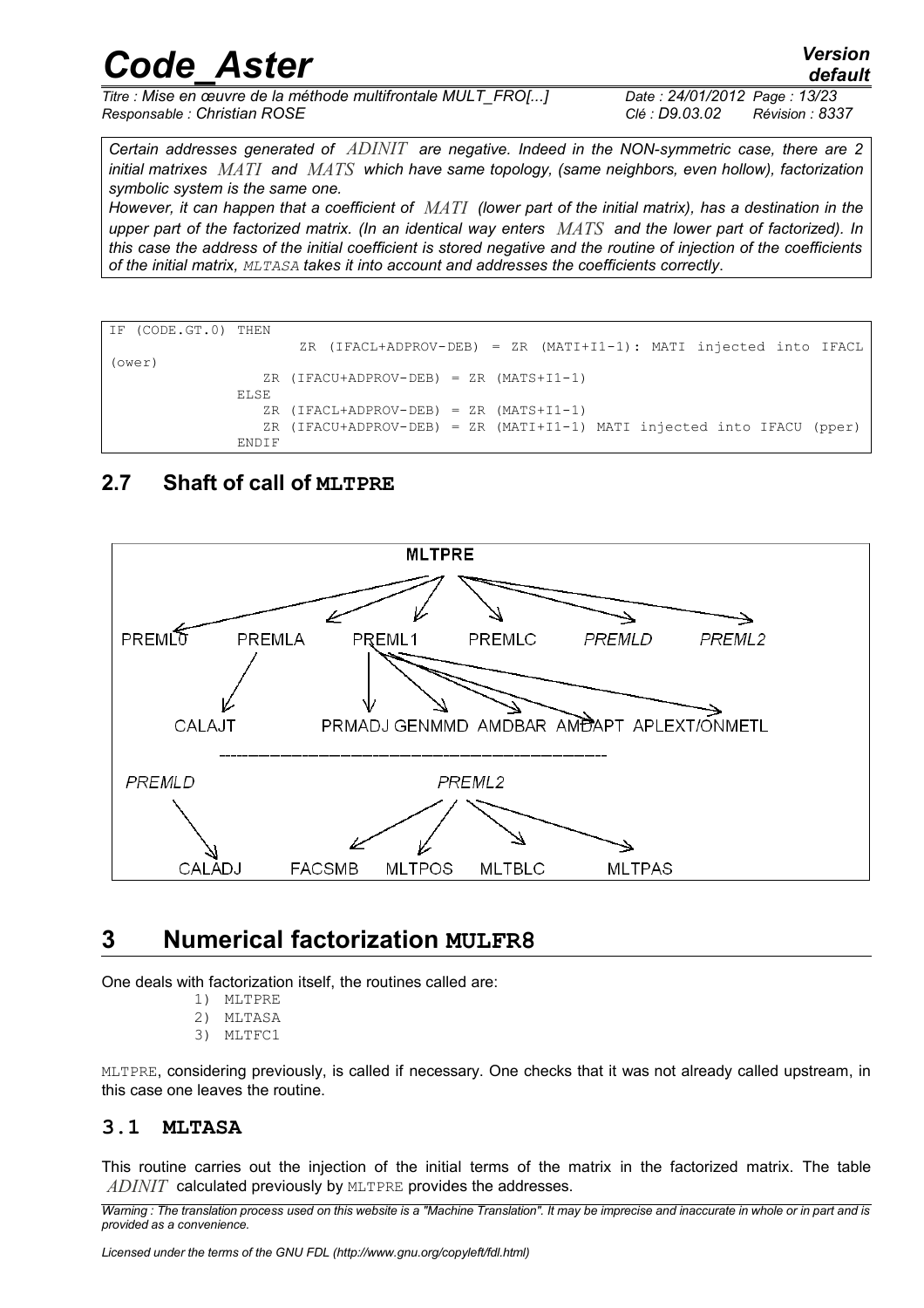*Certain addresses generated of $ADINIT$ are negative. Indeed in the NON-symmetric case, there are 2 initial matrixes $MATI$ and $MATS$ which have same topology, (same neighbors, even hollow), factorization symbolic system is the same one.*

*However, it can happen that a coefficient of $MATI$ (lower part of the initial matrix), has a destination in the upper part of the factorized matrix. (In an identical way enters $MATS$ and the lower part of factorized). In this case the address of the initial coefficient is stored negative and the routine of injection of the coefficients of the initial matrix, MLTASA takes it into account and addresses the coefficients correctly.*

```
IF (CODE.GT.0) THEN
                 ZR (IFACL+ADPROV-DEB) = ZR (MATI+I1-1): MATI injected into IFACL
(ower)
               ZR (IFACU+ADPROV-DEB) = ZR (MATS+I1-1)
            ELSE
               ZR (IFACL+ADPROV-DEB) = ZR (MATS+I1-1)
               ZR (IFACU+ADPROV-DEB) = ZR (MATI+I1-1) MATI injected into IFACU (pper)
            ENDIF
```

## 2.7 Shaft of call of MLTPRE

MLTPRE

PREML0 PREMLA PREML1 PREMLC *PREMLD* *PREML2*

CALAJT PRMADJ GENMMD AMDBAR AMDAPT APLEXT/ONMETL

*PREMLD* *PREML2*

CALADJ FACSMB MLTPOS MLTBLC MLTPAS

# 3 Numerical factorization MULFR8

One deals with factorization itself, the routines called are:

1) MLTPRE
2) MLTASA
3) MLTFC1

MLTPRE, considering previously, is called if necessary. One checks that it was not already called upstream, in this case one leaves the routine.

## 3.1 MLTASA

This routine carries out the injection of the initial terms of the matrix in the factorized matrix. The table $ADINIT$ calculated previously by MLTPRE provides the addresses.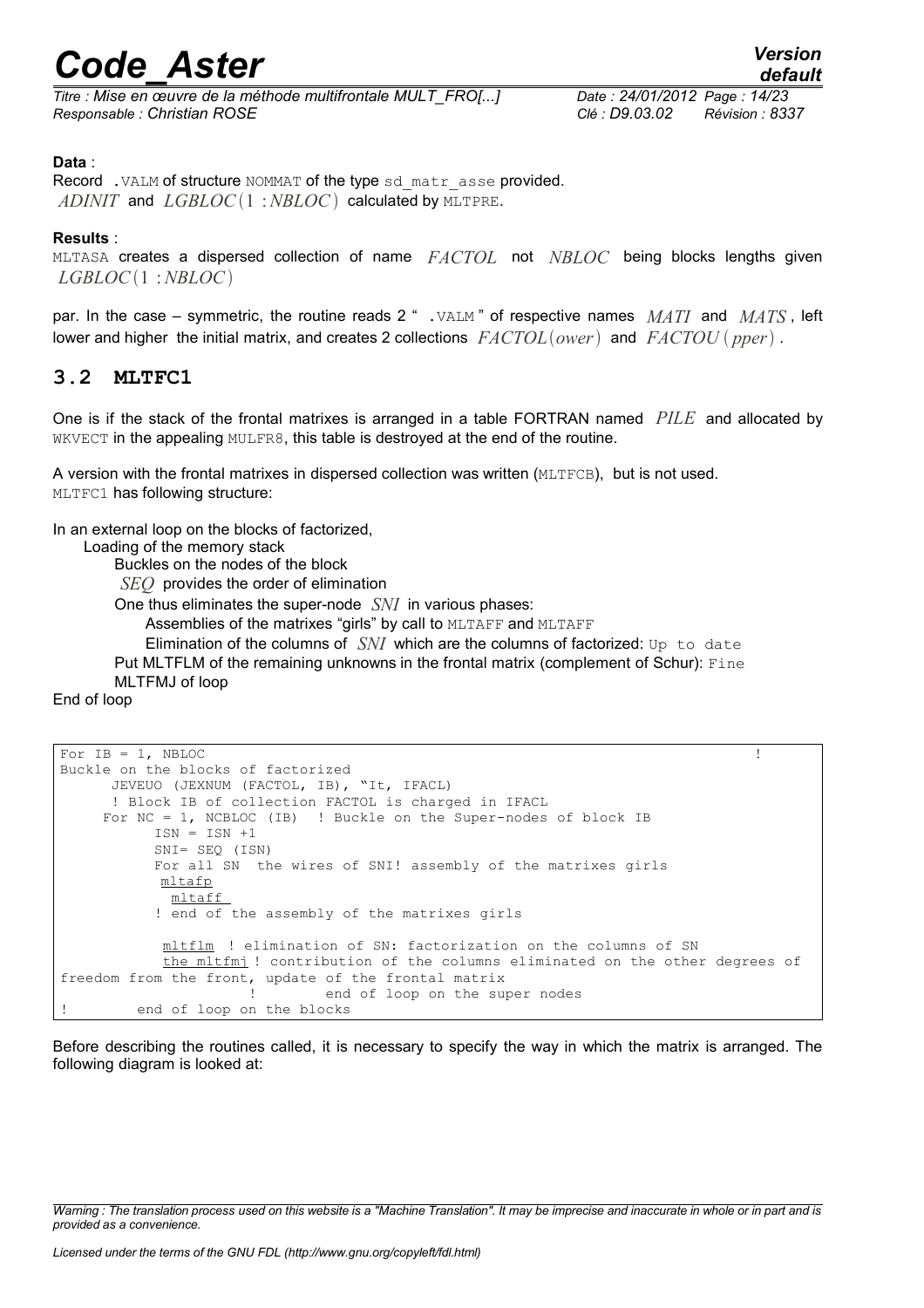**Data** :

Record `.VALM` of structure `NOMMAT` of the type `sd_matr_asse` provided.
$ADINIT$ and $LGBLOC(1:NBLOC)$ calculated by `MLTPRE`.

**Results** :

`MLTASA` creates a dispersed collection of name $FACTOL$ not $NBLOC$ being blocks lengths given $LGBLOC(1:NBLOC)$

par. In the case – symmetric, the routine reads 2 " `.VALM` " of respective names $MATI$ and $MATS$, left lower and higher the initial matrix, and creates 2 collections $FACTOL(ower)$ and $FACTOU(pper)$.

## 3.2 MLTFC1

One is if the stack of the frontal matrixes is arranged in a table FORTRAN named $PILE$ and allocated by `WKVECT` in the appealing `MULFR8`, this table is destroyed at the end of the routine.

A version with the frontal matrixes in dispersed collection was written (`MLTFCB`), but is not used.
`MLTFC1` has following structure:

In an external loop on the blocks of factorized,
- Loading of the memory stack
  - Buckles on the nodes of the block
  - $SEQ$ provides the order of elimination
  - One thus eliminates the super-node $SNI$ in various phases:
    - Assemblies of the matrixes "girls" by call to `MLTAFF` and `MLTAFF`
    - Elimination of the columns of $SNI$ which are the columns of factorized: `Up to date`
  - Put MLTFLM of the remaining unknowns in the frontal matrix (complement of Schur): `Fine`
  - MLTFMJ of loop

End of loop

```
For IB = 1, NBLOC                                                              !
Buckle on the blocks of factorized
      JEVEUO (JEXNUM (FACTOL, IB), "It, IFACL)
      ! Block IB of collection FACTOL is charged in IFACL
     For NC = 1, NCBLOC (IB)  ! Buckle on the Super-nodes of block IB
           ISN = ISN +1
           SNI= SEQ (ISN)
           For all SN  the wires of SNI! assembly of the matrixes girls
            mltafp
              mltaff
           ! end of the assembly of the matrixes girls

            mltflm  ! elimination of SN: factorization on the columns of SN
            the mltfmj ! contribution of the columns eliminated on the other degrees of
freedom from the front, update of the frontal matrix
                       !        end of loop on the super nodes
!        end of loop on the blocks
```

Before describing the routines called, it is necessary to specify the way in which the matrix is arranged. The following diagram is looked at: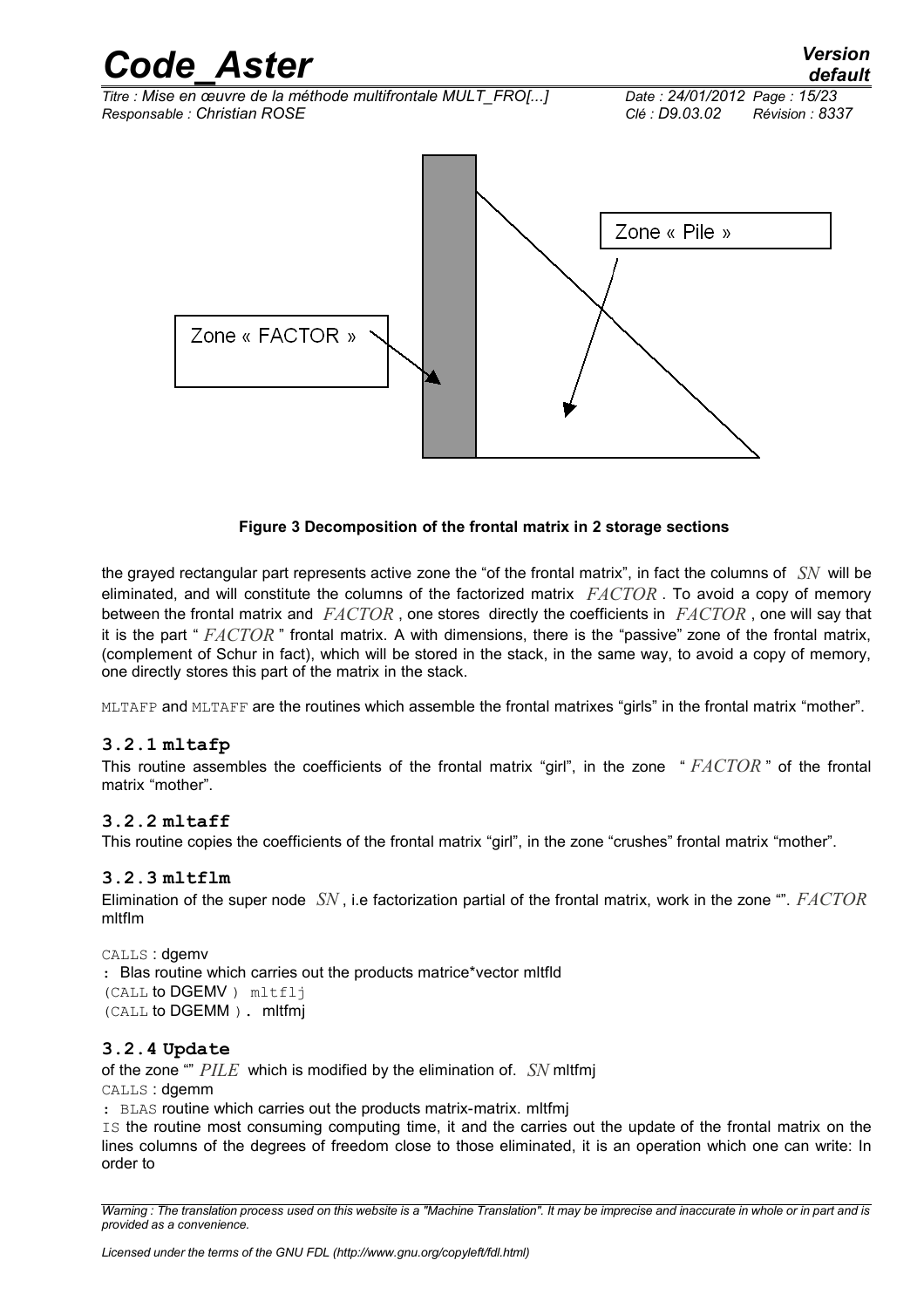Zone « Pile »

Zone « FACTOR »

**Figure 3 Decomposition of the frontal matrix in 2 storage sections**

the grayed rectangular part represents active zone the "of the frontal matrix", in fact the columns of $SN$ will be eliminated, and will constitute the columns of the factorized matrix $FACTOR$. To avoid a copy of memory between the frontal matrix and $FACTOR$, one stores directly the coefficients in $FACTOR$, one will say that it is the part " $FACTOR$ " frontal matrix. A with dimensions, there is the "passive" zone of the frontal matrix, (complement of Schur in fact), which will be stored in the stack, in the same way, to avoid a copy of memory, one directly stores this part of the matrix in the stack.

MLTAFP and MLTAFF are the routines which assemble the frontal matrixes "girls" in the frontal matrix "mother".

### 3.2.1 mltafp

This routine assembles the coefficients of the frontal matrix "girl", in the zone " $FACTOR$ " of the frontal matrix "mother".

### 3.2.2 mltaff

This routine copies the coefficients of the frontal matrix "girl", in the zone "crushes" frontal matrix "mother".

### 3.2.3 mltflm

Elimination of the super node $SN$, i.e factorization partial of the frontal matrix, work in the zone "". $FACTOR$ mltflm

CALLS : dgemv
: Blas routine which carries out the products matrice*vector mltfld
(CALL to DGEMV ) mltflj
(CALL to DGEMM ). mltfmj

### 3.2.4 Update

of the zone "" $PILE$ which is modified by the elimination of. $SN$ mltfmj
CALLS : dgemm
: BLAS routine which carries out the products matrix-matrix. mltfmj
IS the routine most consuming computing time, it and the carries out the update of the frontal matrix on the lines columns of the degrees of freedom close to those eliminated, it is an operation which one can write: In order to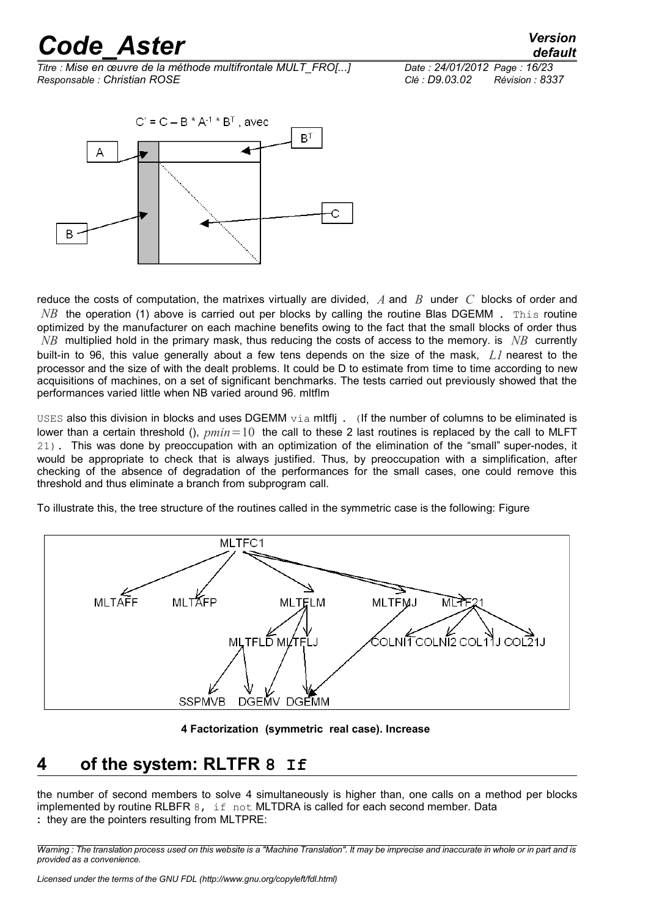$C' = C - B * A^{-1} * B^T$, avec

reduce the costs of computation, the matrixes virtually are divided, $A$ and $B$ under $C$ blocks of order and $NB$ the operation (1) above is carried out per blocks by calling the routine Blas DGEMM . This routine optimized by the manufacturer on each machine benefits owing to the fact that the small blocks of order thus $NB$ multiplied hold in the primary mask, thus reducing the costs of access to the memory. is $NB$ currently built-in to 96, this value generally about a few tens depends on the size of the mask, $L1$ nearest to the processor and the size of with the dealt problems. It could be D to estimate from time to time according to new acquisitions of machines, on a set of significant benchmarks. The tests carried out previously showed that the performances varied little when NB varied around 96. mltflm

USES also this division in blocks and uses DGEMM via mltflj . (If the number of columns to be eliminated is lower than a certain threshold (), $pmin=10$ the call to these 2 last routines is replaced by the call to MLFT 21). This was done by preoccupation with an optimization of the elimination of the "small" super-nodes, it would be appropriate to check that is always justified. Thus, by preoccupation with a simplification, after checking of the absence of degradation of the performances for the small cases, one could remove this threshold and thus eliminate a branch from subprogram call.

To illustrate this, the tree structure of the routines called in the symmetric case is the following: Figure

MLTFC1 → MLTAFF, MLTAFP, MLTFLM, MLTFMJ, MLTF21
MLTFLM → MLTFLD, MLTFLJ, DGEMV, DGEMM
MLTFLD → SSPMVB, DGEMV
MLTFMJ → DGEMM
MLTF21 → COLNI1, COLNI2, COL11J, COL21J

**4 Factorization (symmetric real case). Increase**

# 4 of the system: RLTFR 8 If

the number of second members to solve 4 simultaneously is higher than, one calls on a method per blocks implemented by routine RLBFR 8, if not MLTDRA is called for each second member. Data
: they are the pointers resulting from MLTPRE: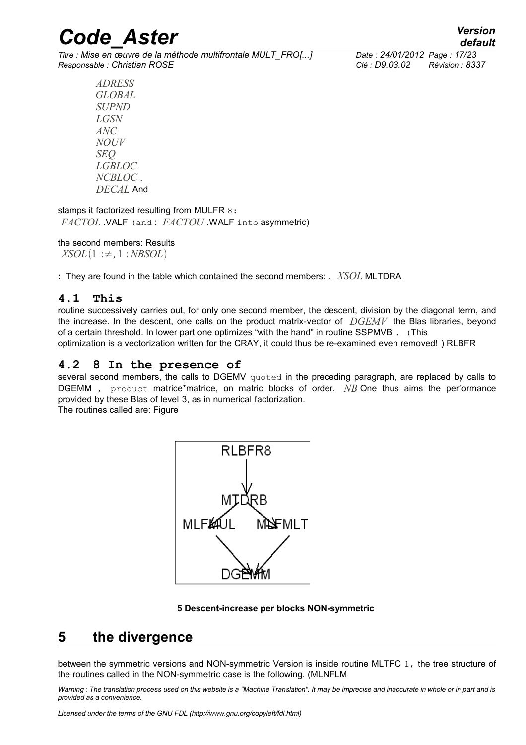*ADRESS*
*GLOBAL*
*SUPND*
*LGSN*
*ANC*
*NOUV*
*SEQ*
*LGBLOC*
*NCBLOC* .
*DECAL* And

stamps it factorized resulting from MULFR 8:
*FACTOL* .VALF (and : *FACTOU* .WALF into asymmetric)

the second members: Results
$XSOL(1 :\neq, 1 : NBSOL)$

: They are found in the table which contained the second members: . *XSOL* MLTDRA

### 4.1 This

routine successively carries out, for only one second member, the descent, division by the diagonal term, and the increase. In the descent, one calls on the product matrix-vector of *DGEMV* the Blas libraries, beyond of a certain threshold. In lower part one optimizes "with the hand" in routine SSPMVB . (This optimization is a vectorization written for the CRAY, it could thus be re-examined even removed! ) RLBFR

### 4.2 8 In the presence of

several second members, the calls to DGEMV quoted in the preceding paragraph, are replaced by calls to DGEMM , product matrice*matrice, on matric blocks of order. *NB* One thus aims the performance provided by these Blas of level 3, as in numerical factorization.
The routines called are: Figure

```
        RLBFR8
          |
        MLTDRB
       /      \
  MLFMUL     MLFMLT
       \      /
        DGEMM
```

**5 Descent-increase per blocks NON-symmetric**

## 5 the divergence

between the symmetric versions and NON-symmetric Version is inside routine MLTFC 1, the tree structure of the routines called in the NON-symmetric case is the following. (MLNFLM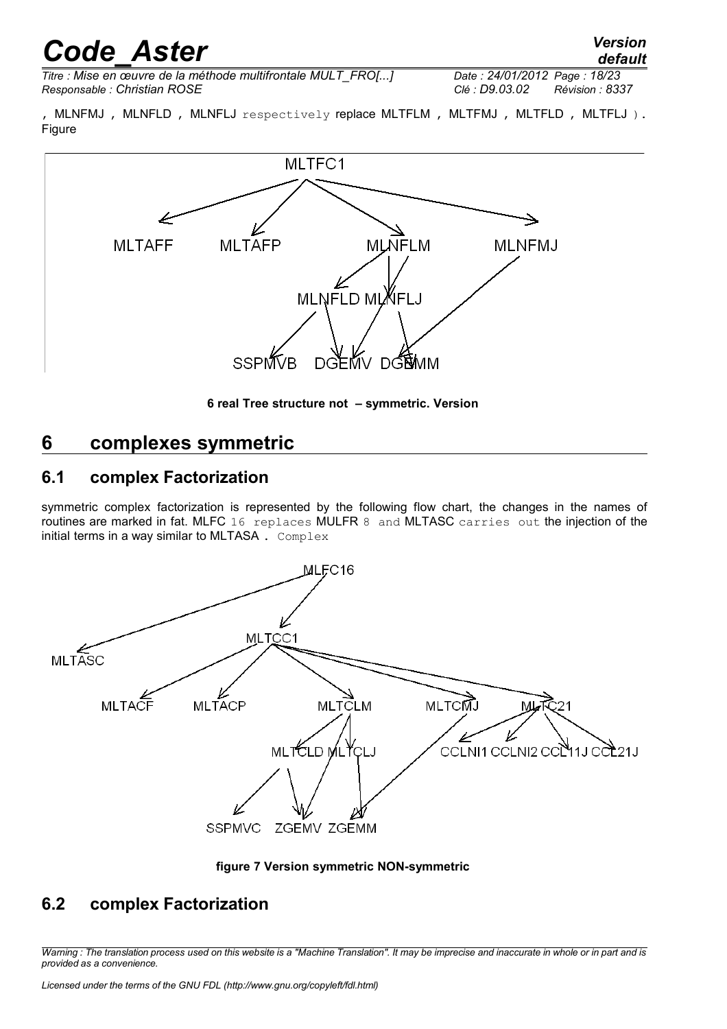, MLNFMJ , MLNFLD , MLNFLJ respectively replace MLTFLM , MLTFMJ , MLTFLD , MLTFLJ ). Figure

MLTFC1

MLTAFF MLTAFP MLNFLM MLNFMJ

MLNFLD MLNFLJ

SSPMVB DGEMV DGEMM

**6 real Tree structure not – symmetric. Version**

# 6 complexes symmetric

## 6.1 complex Factorization

symmetric complex factorization is represented by the following flow chart, the changes in the names of routines are marked in fat. MLFC 16 replaces MULFR 8 and MLTASC carries out the injection of the initial terms in a way similar to MLTASA . Complex

MLFC16

MLTCC1

MLTASC

MLTACF MLTACP MLTCLM MLTCMJ MLTC21

MLTCLD MLTCLJ CCLNI1 CCLNI2 CCL11J CCL21J

SSPMVC ZGEMV ZGEMM

**figure 7 Version symmetric NON-symmetric**

## 6.2 complex Factorization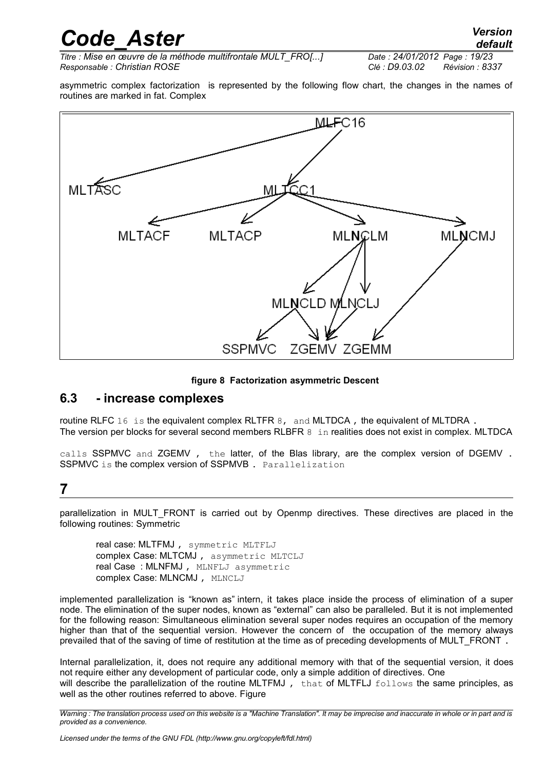asymmetric complex factorization is represented by the following flow chart, the changes in the names of routines are marked in fat. Complex

MLFC16

MLTASC MLTCC1

MLTACF MLTACP ML**N**CLM ML**N**CMJ

ML**N**CLD MLNCLJ

SSPMVC ZGEMV ZGEMM

**figure 8 Factorization asymmetric Descent**

## 6.3 - increase complexes

routine RLFC 16 is the equivalent complex RLTFR 8, and MLTDCA, the equivalent of MLTDRA.
The version per blocks for several second members RLBFR 8 in realities does not exist in complex. MLTDCA

calls SSPMVC and ZGEMV, the latter, of the Blas library, are the complex version of DGEMV. SSPMVC is the complex version of SSPMVB. Parallelization

## 7

parallelization in MULT_FRONT is carried out by Openmp directives. These directives are placed in the following routines: Symmetric

real case: MLTFMJ, symmetric MLTFLJ
complex Case: MLTCMJ, asymmetric MLTCLJ
real Case : MLNFMJ, MLNFLJ asymmetric
complex Case: MLNCMJ, MLNCLJ

implemented parallelization is "known as" intern, it takes place inside the process of elimination of a super node. The elimination of the super nodes, known as "external" can also be paralleled. But it is not implemented for the following reason: Simultaneous elimination several super nodes requires an occupation of the memory higher than that of the sequential version. However the concern of the occupation of the memory always prevailed that of the saving of time of restitution at the time as of preceding developments of MULT_FRONT.

Internal parallelization, it, does not require any additional memory with that of the sequential version, it does not require either any development of particular code, only a simple addition of directives. One will describe the parallelization of the routine MLTFMJ, that of MLTFLJ follows the same principles, as well as the other routines referred to above. Figure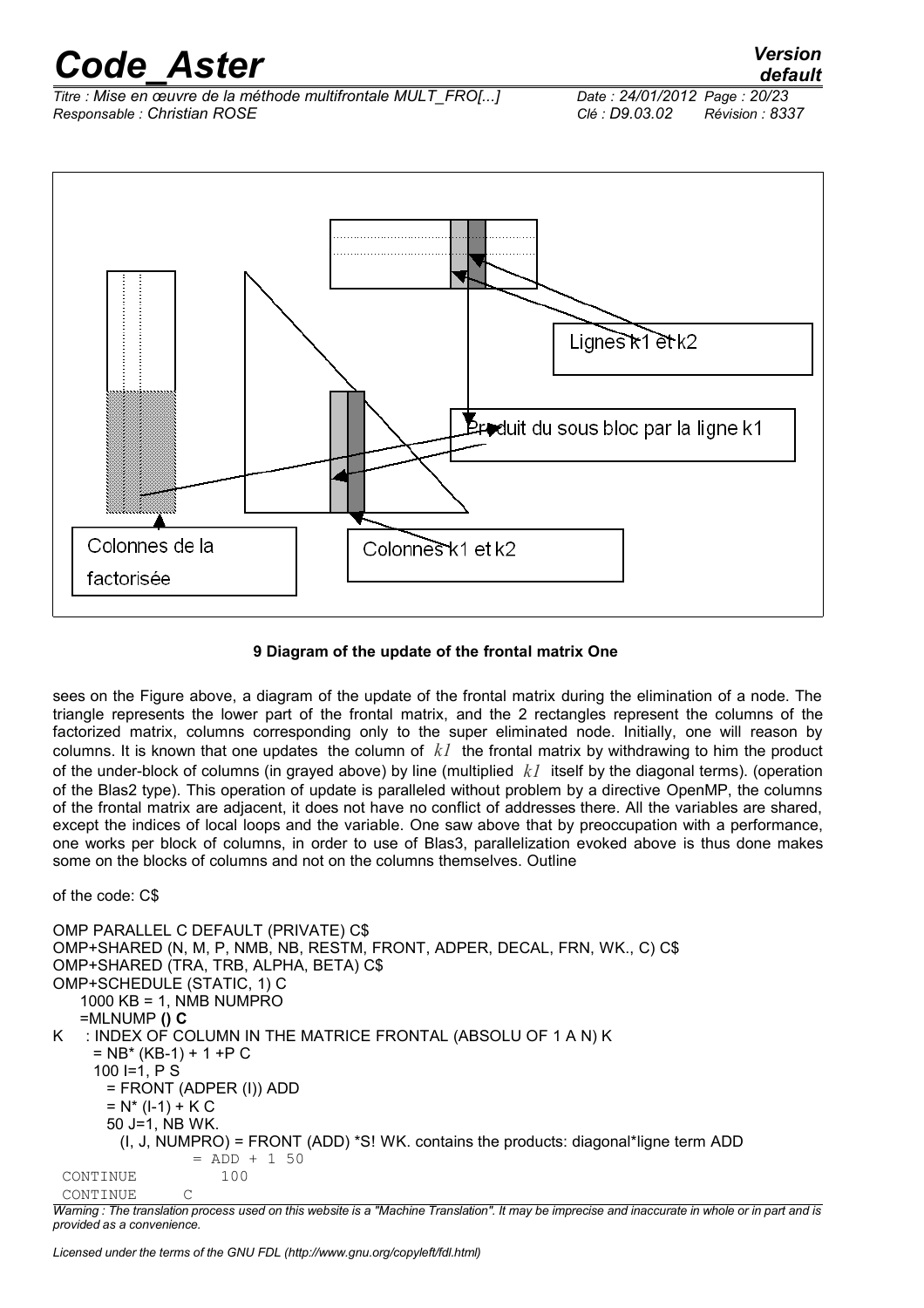Lignes k1 et k2

Produit du sous bloc par la ligne k1

Colonnes de la factorisée

Colonnes k1 et k2

**9 Diagram of the update of the frontal matrix One**

sees on the Figure above, a diagram of the update of the frontal matrix during the elimination of a node. The triangle represents the lower part of the frontal matrix, and the 2 rectangles represent the columns of the factorized matrix, columns corresponding only to the super eliminated node. Initially, one will reason by columns. It is known that one updates the column of $k1$ the frontal matrix by withdrawing to him the product of the under-block of columns (in grayed above) by line (multiplied $k1$ itself by the diagonal terms). (operation of the Blas2 type). This operation of update is paralleled without problem by a directive OpenMP, the columns of the frontal matrix are adjacent, it does not have no conflict of addresses there. All the variables are shared, except the indices of local loops and the variable. One saw above that by preoccupation with a performance, one works per block of columns, in order to use of Blas3, parallelization evoked above is thus done makes some on the blocks of columns and not on the columns themselves. Outline

of the code: C$

```
OMP PARALLEL C DEFAULT (PRIVATE) C$
OMP+SHARED (N, M, P, NMB, NB, RESTM, FRONT, ADPER, DECAL, FRN, WK., C) C$
OMP+SHARED (TRA, TRB, ALPHA, BETA) C$
OMP+SCHEDULE (STATIC, 1) C
    1000 KB = 1, NMB NUMPRO
    =MLNUMP () C
K    : INDEX OF COLUMN IN THE MATRICE FRONTAL (ABSOLU OF 1 A N) K
      = NB* (KB-1) + 1 +P C
      100 I=1, P S
        = FRONT (ADPER (I)) ADD
        = N* (I-1) + K C
        50 J=1, NB WK.
          (I, J, NUMPRO) = FRONT (ADD) *S! WK. contains the products: diagonal*ligne term ADD
                = ADD + 1 50
 CONTINUE          100
 CONTINUE     C
```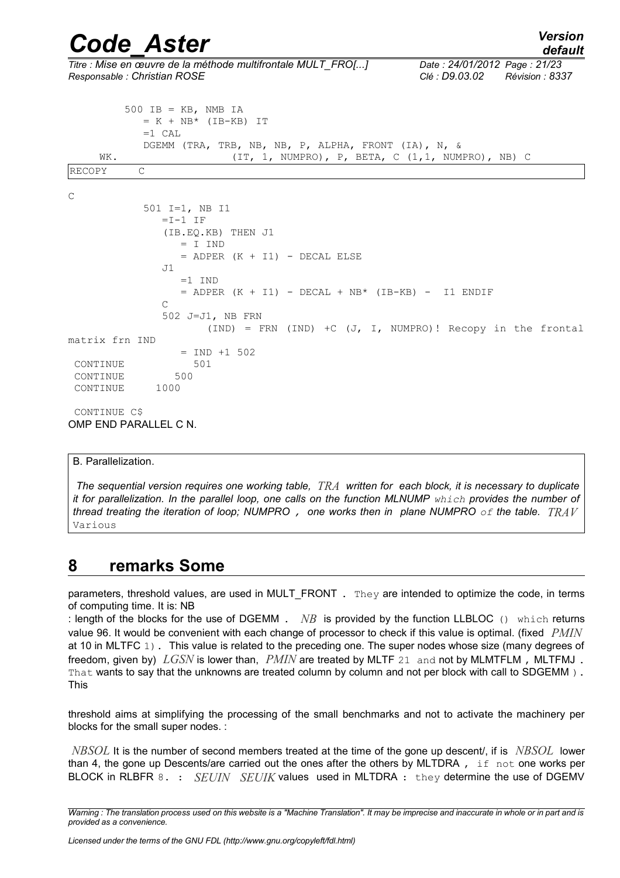```
        500 IB = KB, NMB IA
            = K + NB* (IB-KB) IT
            =1 CAL
            DGEMM (TRA, TRB, NB, NB, P, ALPHA, FRONT (IA), N, &
     WK.                  (IT, 1, NUMPRO), P, BETA, C (1,1, NUMPRO), NB) C
RECOPY     C
```

```
C
            501 I=1, NB I1
               =I-1 IF
               (IB.EQ.KB) THEN J1
                  = I IND
                  = ADPER (K + I1) - DECAL ELSE
               J1
                  =1 IND
                  = ADPER (K + I1) - DECAL + NB* (IB-KB) -  I1 ENDIF
               C
               502 J=J1, NB FRN
                     (IND) = FRN (IND) +C (J, I, NUMPRO)! Recopy in the frontal
matrix frn IND
                  = IND +1 502
 CONTINUE           501
 CONTINUE        500
 CONTINUE     1000

 CONTINUE C$
OMP END PARALLEL C N.
```

B. Parallelization.

*The sequential version requires one working table, $TRA$ written for each block, it is necessary to duplicate it for parallelization. In the parallel loop, one calls on the function MLNUMP which provides the number of thread treating the iteration of loop; NUMPRO , one works then in plane NUMPRO of the table. $TRAV$* Various

## 8 remarks Some

parameters, threshold values, are used in MULT_FRONT . They are intended to optimize the code, in terms of computing time. It is: NB

: length of the blocks for the use of DGEMM . $NB$ is provided by the function LLBLOC () which returns value 96. It would be convenient with each change of processor to check if this value is optimal. (fixed $PMIN$ at 10 in MLTFC 1). This value is related to the preceding one. The super nodes whose size (many degrees of freedom, given by) $LGSN$ is lower than, $PMIN$ are treated by MLTF 21 and not by MLMTFLM , MLTFMJ . That wants to say that the unknowns are treated column by column and not per block with call to SDGEMM ). This

threshold aims at simplifying the processing of the small benchmarks and not to activate the machinery per blocks for the small super nodes. :

$NBSOL$ It is the number of second members treated at the time of the gone up descent/, if is $NBSOL$ lower than 4, the gone up Descents/are carried out the ones after the others by MLTDRA , if not one works per BLOCK in RLBFR 8. : $SEUIN$ $SEUIK$ values used in MLTDRA : they determine the use of DGEMV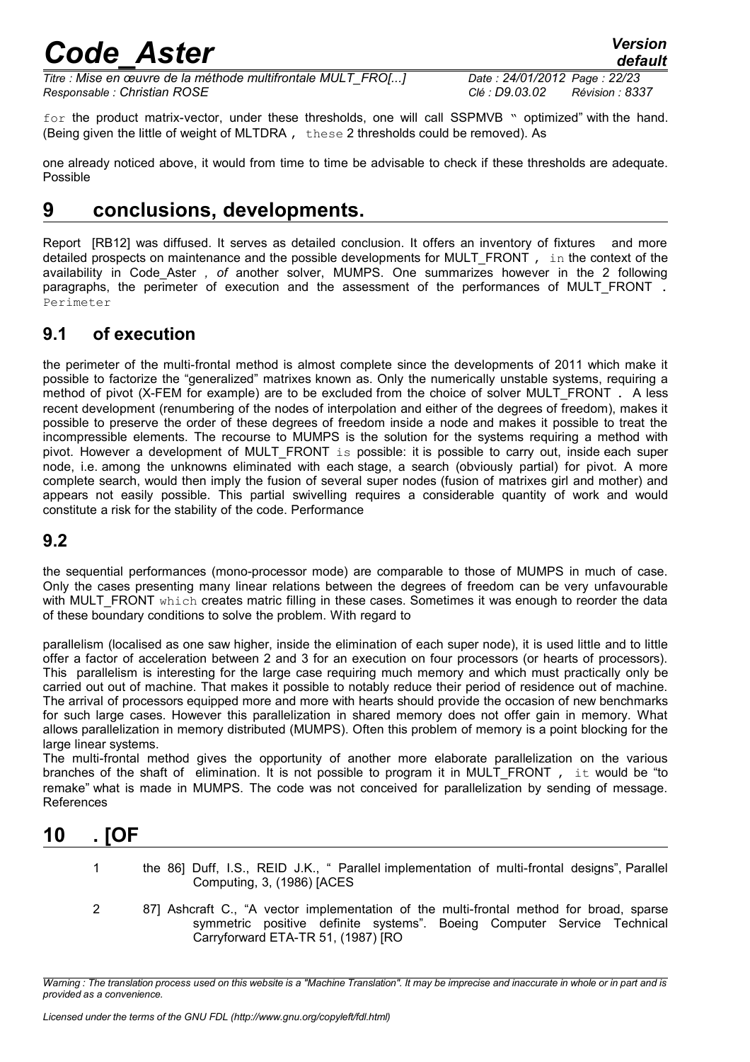for the product matrix-vector, under these thresholds, one will call SSPMVB " optimized" with the hand. (Being given the little of weight of MLTDRA , these 2 thresholds could be removed). As

one already noticed above, it would from time to time be advisable to check if these thresholds are adequate. Possible

# 9 conclusions, developments.

Report [RB12] was diffused. It serves as detailed conclusion. It offers an inventory of fixtures and more detailed prospects on maintenance and the possible developments for MULT_FRONT , in the context of the availability in Code_Aster , *of* another solver, MUMPS. One summarizes however in the 2 following paragraphs, the perimeter of execution and the assessment of the performances of MULT_FRONT . Perimeter

## 9.1 of execution

the perimeter of the multi-frontal method is almost complete since the developments of 2011 which make it possible to factorize the "generalized" matrixes known as. Only the numerically unstable systems, requiring a method of pivot (X-FEM for example) are to be excluded from the choice of solver MULT_FRONT . A less recent development (renumbering of the nodes of interpolation and either of the degrees of freedom), makes it possible to preserve the order of these degrees of freedom inside a node and makes it possible to treat the incompressible elements. The recourse to MUMPS is the solution for the systems requiring a method with pivot. However a development of MULT_FRONT is possible: it is possible to carry out, inside each super node, i.e. among the unknowns eliminated with each stage, a search (obviously partial) for pivot. A more complete search, would then imply the fusion of several super nodes (fusion of matrixes girl and mother) and appears not easily possible. This partial swivelling requires a considerable quantity of work and would constitute a risk for the stability of the code. Performance

## 9.2

the sequential performances (mono-processor mode) are comparable to those of MUMPS in much of case. Only the cases presenting many linear relations between the degrees of freedom can be very unfavourable with MULT_FRONT which creates matric filling in these cases. Sometimes it was enough to reorder the data of these boundary conditions to solve the problem. With regard to

parallelism (localised as one saw higher, inside the elimination of each super node), it is used little and to little offer a factor of acceleration between 2 and 3 for an execution on four processors (or hearts of processors). This parallelism is interesting for the large case requiring much memory and which must practically only be carried out out of machine. That makes it possible to notably reduce their period of residence out of machine. The arrival of processors equipped more and more with hearts should provide the occasion of new benchmarks for such large cases. However this parallelization in shared memory does not offer gain in memory. What allows parallelization in memory distributed (MUMPS). Often this problem of memory is a point blocking for the large linear systems.

The multi-frontal method gives the opportunity of another more elaborate parallelization on the various branches of the shaft of elimination. It is not possible to program it in MULT_FRONT , it would be "to remake" what is made in MUMPS. The code was not conceived for parallelization by sending of message. References

# 10 . [OF

1 the 86] Duff, I.S., REID J.K., " Parallel implementation of multi-frontal designs", Parallel Computing, 3, (1986) [ACES

2 87] Ashcraft C., "A vector implementation of the multi-frontal method for broad, sparse symmetric positive definite systems". Boeing Computer Service Technical Carryforward ETA-TR 51, (1987) [RO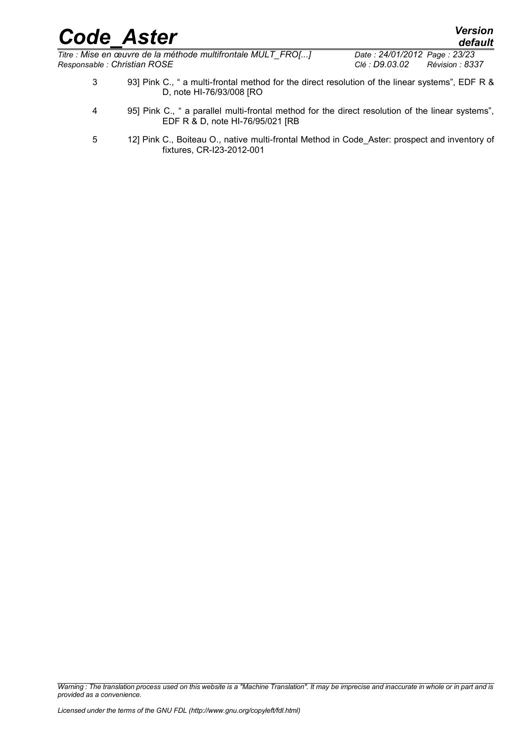3 93] Pink C., " a multi-frontal method for the direct resolution of the linear systems", EDF R & D, note HI-76/93/008 [RO

4 95] Pink C., " a parallel multi-frontal method for the direct resolution of the linear systems", EDF R & D, note HI-76/95/021 [RB

5 12] Pink C., Boiteau O., native multi-frontal Method in Code_Aster: prospect and inventory of fixtures, CR-I23-2012-001